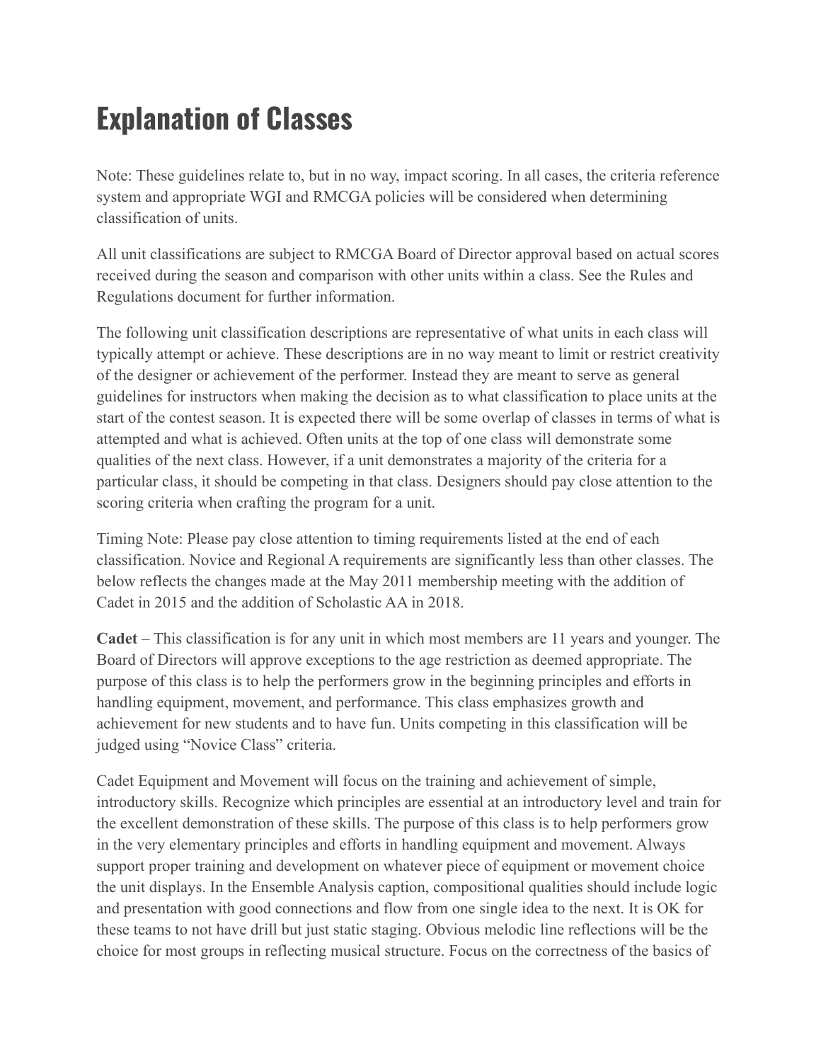# Explanation of Classes

Note: These guidelines relate to, but in no way, impact scoring. In all cases, the criteria reference system and appropriate WGI and RMCGA policies will be considered when determining classification of units.

All unit classifications are subject to RMCGA Board of Director approval based on actual scores received during the season and comparison with other units within a class. See the Rules and Regulations document for further information.

The following unit classification descriptions are representative of what units in each class will typically attempt or achieve. These descriptions are in no way meant to limit or restrict creativity of the designer or achievement of the performer. Instead they are meant to serve as general guidelines for instructors when making the decision as to what classification to place units at the start of the contest season. It is expected there will be some overlap of classes in terms of what is attempted and what is achieved. Often units at the top of one class will demonstrate some qualities of the next class. However, if a unit demonstrates a majority of the criteria for a particular class, it should be competing in that class. Designers should pay close attention to the scoring criteria when crafting the program for a unit.

Timing Note: Please pay close attention to timing requirements listed at the end of each classification. Novice and Regional A requirements are significantly less than other classes. The below reflects the changes made at the May 2011 membership meeting with the addition of Cadet in 2015 and the addition of Scholastic AA in 2018.

**Cadet** – This classification is for any unit in which most members are 11 years and younger. The Board of Directors will approve exceptions to the age restriction as deemed appropriate. The purpose of this class is to help the performers grow in the beginning principles and efforts in handling equipment, movement, and performance. This class emphasizes growth and achievement for new students and to have fun. Units competing in this classification will be judged using "Novice Class" criteria.

Cadet Equipment and Movement will focus on the training and achievement of simple, introductory skills. Recognize which principles are essential at an introductory level and train for the excellent demonstration of these skills. The purpose of this class is to help performers grow in the very elementary principles and efforts in handling equipment and movement. Always support proper training and development on whatever piece of equipment or movement choice the unit displays. In the Ensemble Analysis caption, compositional qualities should include logic and presentation with good connections and flow from one single idea to the next. It is OK for these teams to not have drill but just static staging. Obvious melodic line reflections will be the choice for most groups in reflecting musical structure. Focus on the correctness of the basics of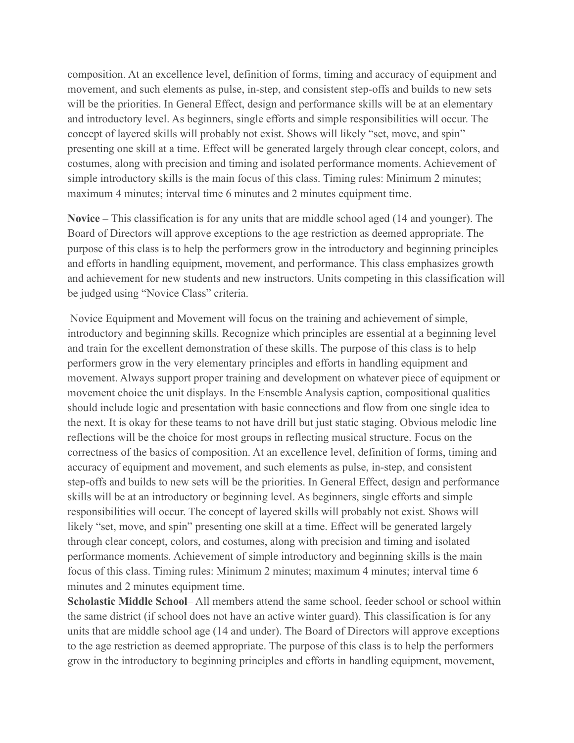composition. At an excellence level, definition of forms, timing and accuracy of equipment and movement, and such elements as pulse, in-step, and consistent step-offs and builds to new sets will be the priorities. In General Effect, design and performance skills will be at an elementary and introductory level. As beginners, single efforts and simple responsibilities will occur. The concept of layered skills will probably not exist. Shows will likely "set, move, and spin" presenting one skill at a time. Effect will be generated largely through clear concept, colors, and costumes, along with precision and timing and isolated performance moments. Achievement of simple introductory skills is the main focus of this class. Timing rules: Minimum 2 minutes; maximum 4 minutes; interval time 6 minutes and 2 minutes equipment time.

**Novice –** This classification is for any units that are middle school aged (14 and younger). The Board of Directors will approve exceptions to the age restriction as deemed appropriate. The purpose of this class is to help the performers grow in the introductory and beginning principles and efforts in handling equipment, movement, and performance. This class emphasizes growth and achievement for new students and new instructors. Units competing in this classification will be judged using "Novice Class" criteria.

Novice Equipment and Movement will focus on the training and achievement of simple, introductory and beginning skills. Recognize which principles are essential at a beginning level and train for the excellent demonstration of these skills. The purpose of this class is to help performers grow in the very elementary principles and efforts in handling equipment and movement. Always support proper training and development on whatever piece of equipment or movement choice the unit displays. In the Ensemble Analysis caption, compositional qualities should include logic and presentation with basic connections and flow from one single idea to the next. It is okay for these teams to not have drill but just static staging. Obvious melodic line reflections will be the choice for most groups in reflecting musical structure. Focus on the correctness of the basics of composition. At an excellence level, definition of forms, timing and accuracy of equipment and movement, and such elements as pulse, in-step, and consistent step-offs and builds to new sets will be the priorities. In General Effect, design and performance skills will be at an introductory or beginning level. As beginners, single efforts and simple responsibilities will occur. The concept of layered skills will probably not exist. Shows will likely "set, move, and spin" presenting one skill at a time. Effect will be generated largely through clear concept, colors, and costumes, along with precision and timing and isolated performance moments. Achievement of simple introductory and beginning skills is the main focus of this class. Timing rules: Minimum 2 minutes; maximum 4 minutes; interval time 6 minutes and 2 minutes equipment time.

**Scholastic Middle School**– All members attend the same school, feeder school or school within the same district (if school does not have an active winter guard). This classification is for any units that are middle school age (14 and under). The Board of Directors will approve exceptions to the age restriction as deemed appropriate. The purpose of this class is to help the performers grow in the introductory to beginning principles and efforts in handling equipment, movement,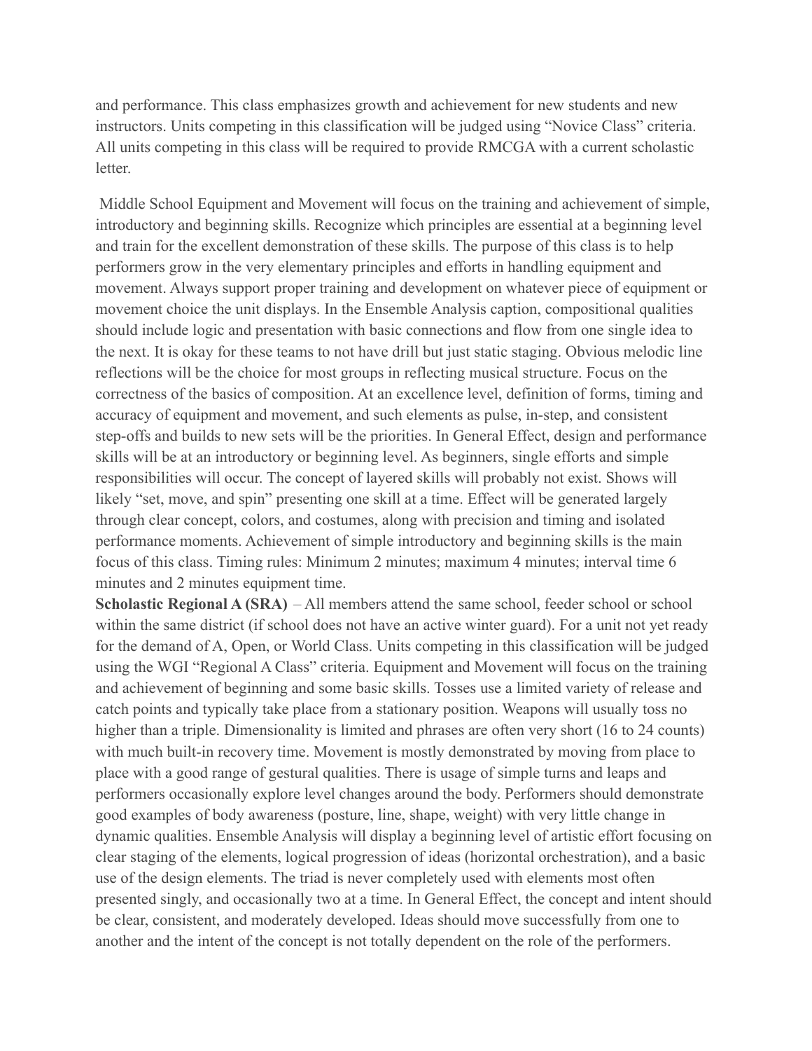and performance. This class emphasizes growth and achievement for new students and new instructors. Units competing in this classification will be judged using "Novice Class" criteria. All units competing in this class will be required to provide RMCGA with a current scholastic letter.

Middle School Equipment and Movement will focus on the training and achievement of simple, introductory and beginning skills. Recognize which principles are essential at a beginning level and train for the excellent demonstration of these skills. The purpose of this class is to help performers grow in the very elementary principles and efforts in handling equipment and movement. Always support proper training and development on whatever piece of equipment or movement choice the unit displays. In the Ensemble Analysis caption, compositional qualities should include logic and presentation with basic connections and flow from one single idea to the next. It is okay for these teams to not have drill but just static staging. Obvious melodic line reflections will be the choice for most groups in reflecting musical structure. Focus on the correctness of the basics of composition. At an excellence level, definition of forms, timing and accuracy of equipment and movement, and such elements as pulse, in-step, and consistent step-offs and builds to new sets will be the priorities. In General Effect, design and performance skills will be at an introductory or beginning level. As beginners, single efforts and simple responsibilities will occur. The concept of layered skills will probably not exist. Shows will likely "set, move, and spin" presenting one skill at a time. Effect will be generated largely through clear concept, colors, and costumes, along with precision and timing and isolated performance moments. Achievement of simple introductory and beginning skills is the main focus of this class. Timing rules: Minimum 2 minutes; maximum 4 minutes; interval time 6 minutes and 2 minutes equipment time.

**Scholastic Regional A (SRA)** – All members attend the same school, feeder school or school within the same district (if school does not have an active winter guard). For a unit not yet ready for the demand of A, Open, or World Class. Units competing in this classification will be judged using the WGI "Regional A Class" criteria. Equipment and Movement will focus on the training and achievement of beginning and some basic skills. Tosses use a limited variety of release and catch points and typically take place from a stationary position. Weapons will usually toss no higher than a triple. Dimensionality is limited and phrases are often very short (16 to 24 counts) with much built-in recovery time. Movement is mostly demonstrated by moving from place to place with a good range of gestural qualities. There is usage of simple turns and leaps and performers occasionally explore level changes around the body. Performers should demonstrate good examples of body awareness (posture, line, shape, weight) with very little change in dynamic qualities. Ensemble Analysis will display a beginning level of artistic effort focusing on clear staging of the elements, logical progression of ideas (horizontal orchestration), and a basic use of the design elements. The triad is never completely used with elements most often presented singly, and occasionally two at a time. In General Effect, the concept and intent should be clear, consistent, and moderately developed. Ideas should move successfully from one to another and the intent of the concept is not totally dependent on the role of the performers.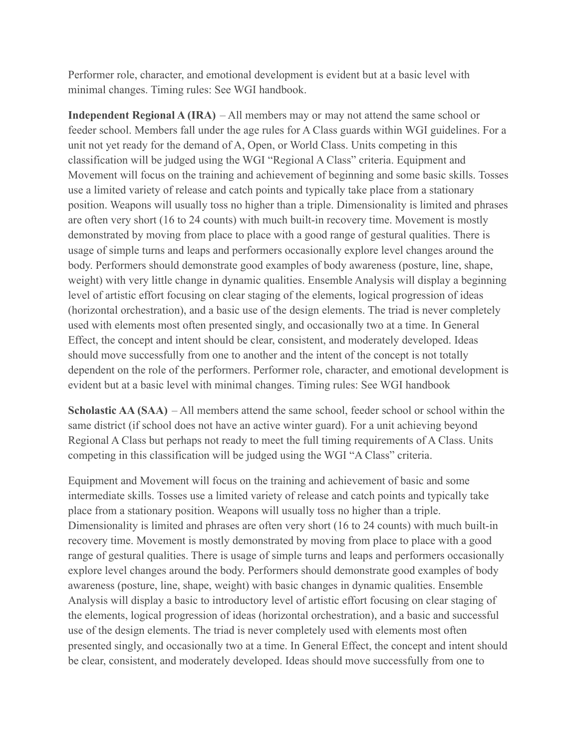Performer role, character, and emotional development is evident but at a basic level with minimal changes. Timing rules: See WGI handbook.

**Independent Regional A (IRA)** – All members may or may not attend the same school or feeder school. Members fall under the age rules for A Class guards within WGI guidelines. For a unit not yet ready for the demand of A, Open, or World Class. Units competing in this classification will be judged using the WGI "Regional A Class" criteria. Equipment and Movement will focus on the training and achievement of beginning and some basic skills. Tosses use a limited variety of release and catch points and typically take place from a stationary position. Weapons will usually toss no higher than a triple. Dimensionality is limited and phrases are often very short (16 to 24 counts) with much built-in recovery time. Movement is mostly demonstrated by moving from place to place with a good range of gestural qualities. There is usage of simple turns and leaps and performers occasionally explore level changes around the body. Performers should demonstrate good examples of body awareness (posture, line, shape, weight) with very little change in dynamic qualities. Ensemble Analysis will display a beginning level of artistic effort focusing on clear staging of the elements, logical progression of ideas (horizontal orchestration), and a basic use of the design elements. The triad is never completely used with elements most often presented singly, and occasionally two at a time. In General Effect, the concept and intent should be clear, consistent, and moderately developed. Ideas should move successfully from one to another and the intent of the concept is not totally dependent on the role of the performers. Performer role, character, and emotional development is evident but at a basic level with minimal changes. Timing rules: See WGI handbook

**Scholastic AA (SAA)** – All members attend the same school, feeder school or school within the same district (if school does not have an active winter guard). For a unit achieving beyond Regional A Class but perhaps not ready to meet the full timing requirements of A Class. Units competing in this classification will be judged using the WGI "A Class" criteria.

Equipment and Movement will focus on the training and achievement of basic and some intermediate skills. Tosses use a limited variety of release and catch points and typically take place from a stationary position. Weapons will usually toss no higher than a triple. Dimensionality is limited and phrases are often very short (16 to 24 counts) with much built-in recovery time. Movement is mostly demonstrated by moving from place to place with a good range of gestural qualities. There is usage of simple turns and leaps and performers occasionally explore level changes around the body. Performers should demonstrate good examples of body awareness (posture, line, shape, weight) with basic changes in dynamic qualities. Ensemble Analysis will display a basic to introductory level of artistic effort focusing on clear staging of the elements, logical progression of ideas (horizontal orchestration), and a basic and successful use of the design elements. The triad is never completely used with elements most often presented singly, and occasionally two at a time. In General Effect, the concept and intent should be clear, consistent, and moderately developed. Ideas should move successfully from one to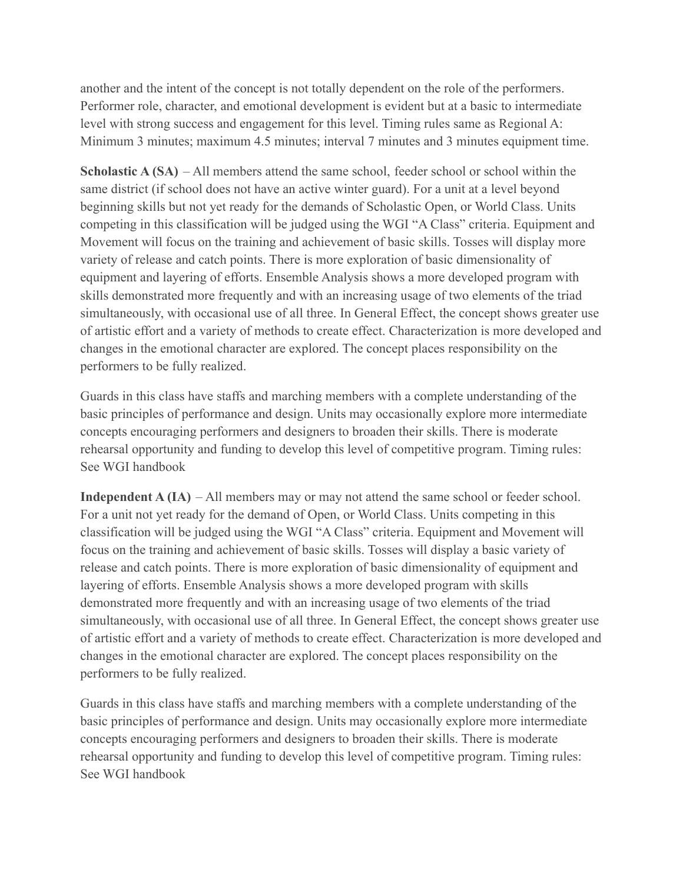another and the intent of the concept is not totally dependent on the role of the performers. Performer role, character, and emotional development is evident but at a basic to intermediate level with strong success and engagement for this level. Timing rules same as Regional A: Minimum 3 minutes; maximum 4.5 minutes; interval 7 minutes and 3 minutes equipment time.

**Scholastic A (SA)** – All members attend the same school, feeder school or school within the same district (if school does not have an active winter guard). For a unit at a level beyond beginning skills but not yet ready for the demands of Scholastic Open, or World Class. Units competing in this classification will be judged using the WGI "A Class" criteria. Equipment and Movement will focus on the training and achievement of basic skills. Tosses will display more variety of release and catch points. There is more exploration of basic dimensionality of equipment and layering of efforts. Ensemble Analysis shows a more developed program with skills demonstrated more frequently and with an increasing usage of two elements of the triad simultaneously, with occasional use of all three. In General Effect, the concept shows greater use of artistic effort and a variety of methods to create effect. Characterization is more developed and changes in the emotional character are explored. The concept places responsibility on the performers to be fully realized.

Guards in this class have staffs and marching members with a complete understanding of the basic principles of performance and design. Units may occasionally explore more intermediate concepts encouraging performers and designers to broaden their skills. There is moderate rehearsal opportunity and funding to develop this level of competitive program. Timing rules: See WGI handbook

**Independent A (IA)** – All members may or may not attend the same school or feeder school. For a unit not yet ready for the demand of Open, or World Class. Units competing in this classification will be judged using the WGI "A Class" criteria. Equipment and Movement will focus on the training and achievement of basic skills. Tosses will display a basic variety of release and catch points. There is more exploration of basic dimensionality of equipment and layering of efforts. Ensemble Analysis shows a more developed program with skills demonstrated more frequently and with an increasing usage of two elements of the triad simultaneously, with occasional use of all three. In General Effect, the concept shows greater use of artistic effort and a variety of methods to create effect. Characterization is more developed and changes in the emotional character are explored. The concept places responsibility on the performers to be fully realized.

Guards in this class have staffs and marching members with a complete understanding of the basic principles of performance and design. Units may occasionally explore more intermediate concepts encouraging performers and designers to broaden their skills. There is moderate rehearsal opportunity and funding to develop this level of competitive program. Timing rules: See WGI handbook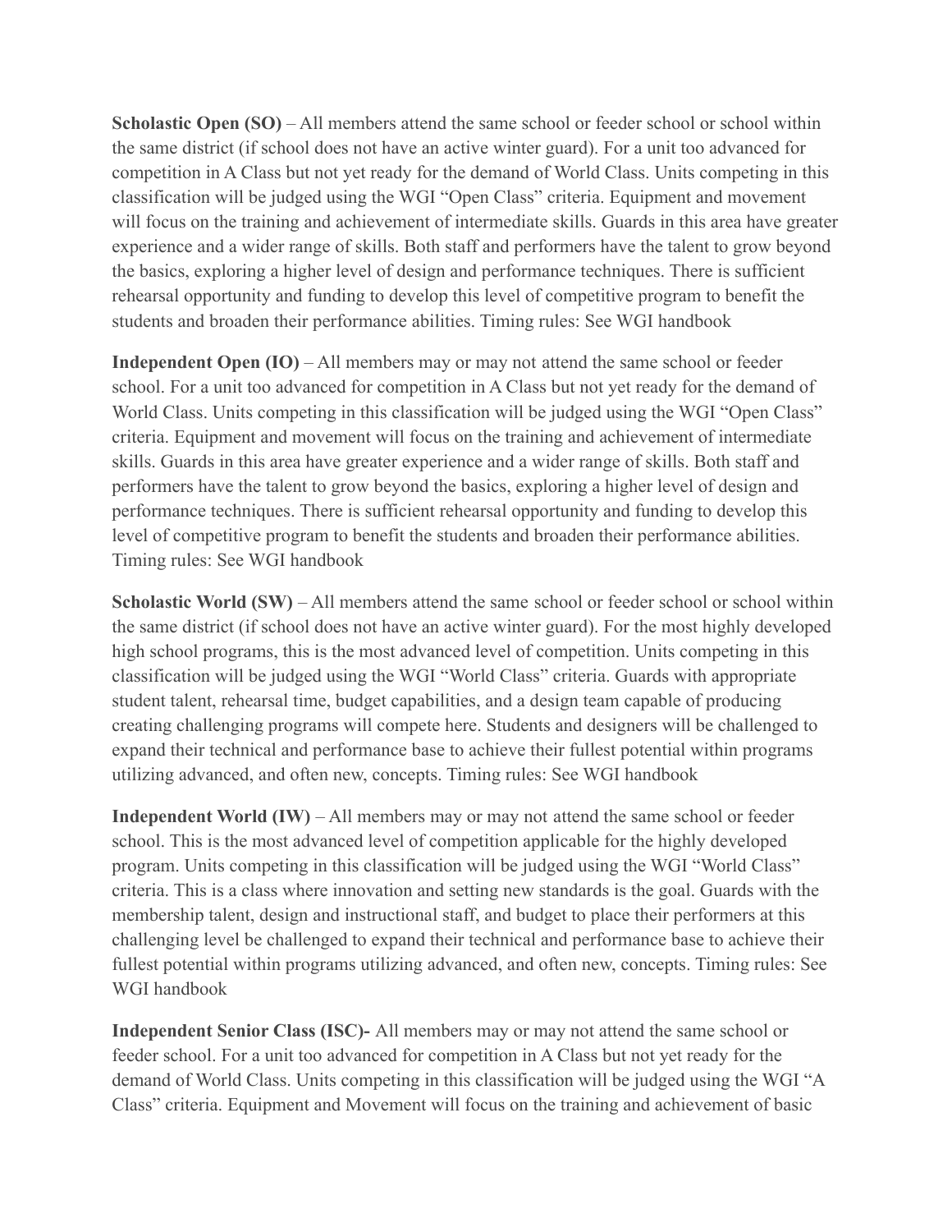**Scholastic Open (SO)** – All members attend the same school or feeder school or school within the same district (if school does not have an active winter guard). For a unit too advanced for competition in A Class but not yet ready for the demand of World Class. Units competing in this classification will be judged using the WGI "Open Class" criteria. Equipment and movement will focus on the training and achievement of intermediate skills. Guards in this area have greater experience and a wider range of skills. Both staff and performers have the talent to grow beyond the basics, exploring a higher level of design and performance techniques. There is sufficient rehearsal opportunity and funding to develop this level of competitive program to benefit the students and broaden their performance abilities. Timing rules: See WGI handbook

**Independent Open (IO)** – All members may or may not attend the same school or feeder school. For a unit too advanced for competition in A Class but not yet ready for the demand of World Class. Units competing in this classification will be judged using the WGI "Open Class" criteria. Equipment and movement will focus on the training and achievement of intermediate skills. Guards in this area have greater experience and a wider range of skills. Both staff and performers have the talent to grow beyond the basics, exploring a higher level of design and performance techniques. There is sufficient rehearsal opportunity and funding to develop this level of competitive program to benefit the students and broaden their performance abilities. Timing rules: See WGI handbook

**Scholastic World (SW)** – All members attend the same school or feeder school or school within the same district (if school does not have an active winter guard). For the most highly developed high school programs, this is the most advanced level of competition. Units competing in this classification will be judged using the WGI "World Class" criteria. Guards with appropriate student talent, rehearsal time, budget capabilities, and a design team capable of producing creating challenging programs will compete here. Students and designers will be challenged to expand their technical and performance base to achieve their fullest potential within programs utilizing advanced, and often new, concepts. Timing rules: See WGI handbook

**Independent World (IW)** – All members may or may not attend the same school or feeder school. This is the most advanced level of competition applicable for the highly developed program. Units competing in this classification will be judged using the WGI "World Class" criteria. This is a class where innovation and setting new standards is the goal. Guards with the membership talent, design and instructional staff, and budget to place their performers at this challenging level be challenged to expand their technical and performance base to achieve their fullest potential within programs utilizing advanced, and often new, concepts. Timing rules: See WGI handbook

**Independent Senior Class (ISC)-** All members may or may not attend the same school or feeder school. For a unit too advanced for competition in A Class but not yet ready for the demand of World Class. Units competing in this classification will be judged using the WGI "A Class" criteria. Equipment and Movement will focus on the training and achievement of basic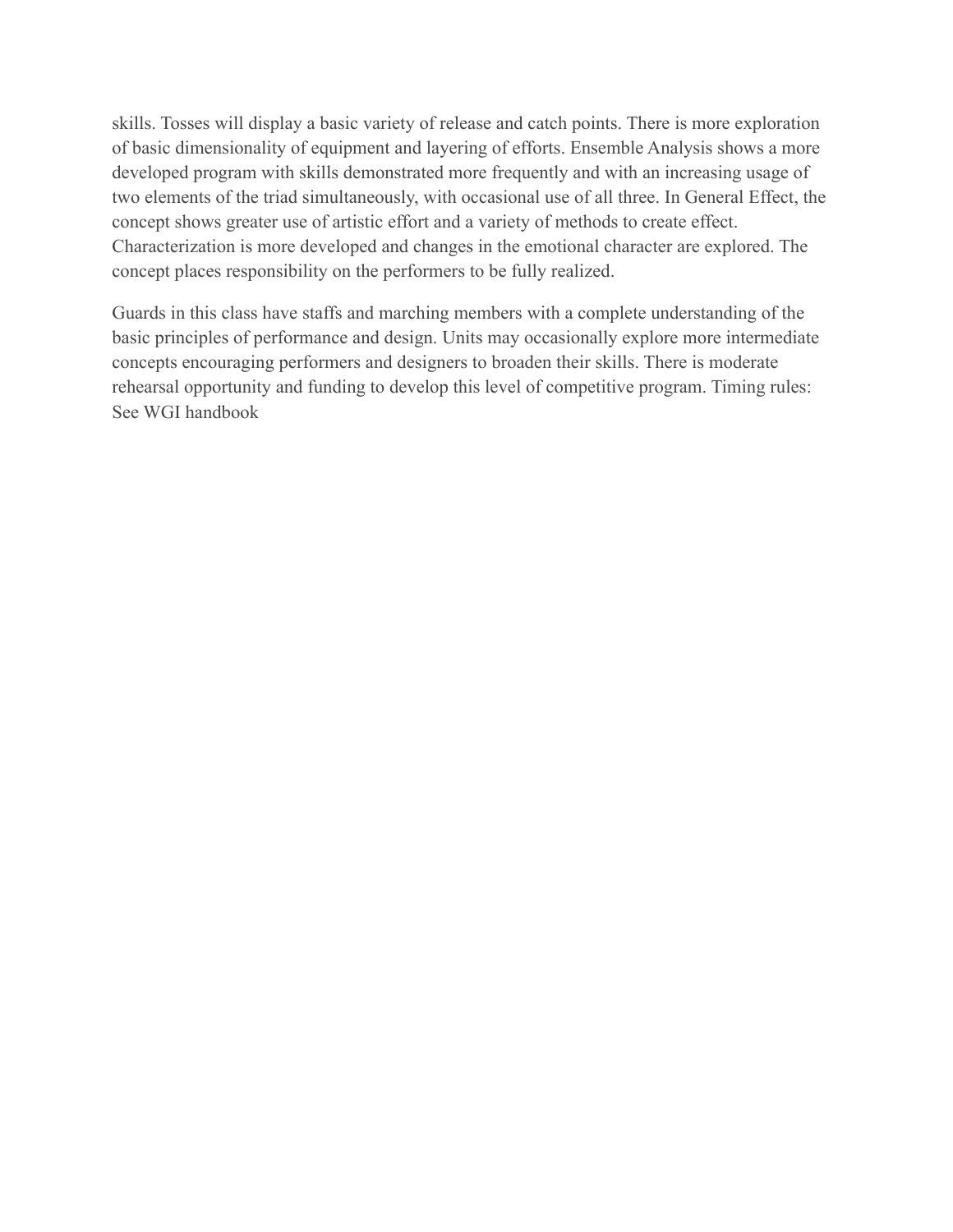skills. Tosses will display a basic variety of release and catch points. There is more exploration of basic dimensionality of equipment and layering of efforts. Ensemble Analysis shows a more developed program with skills demonstrated more frequently and with an increasing usage of two elements of the triad simultaneously, with occasional use of all three. In General Effect, the concept shows greater use of artistic effort and a variety of methods to create effect. Characterization is more developed and changes in the emotional character are explored. The concept places responsibility on the performers to be fully realized.

Guards in this class have staffs and marching members with a complete understanding of the basic principles of performance and design. Units may occasionally explore more intermediate concepts encouraging performers and designers to broaden their skills. There is moderate rehearsal opportunity and funding to develop this level of competitive program. Timing rules: See WGI handbook